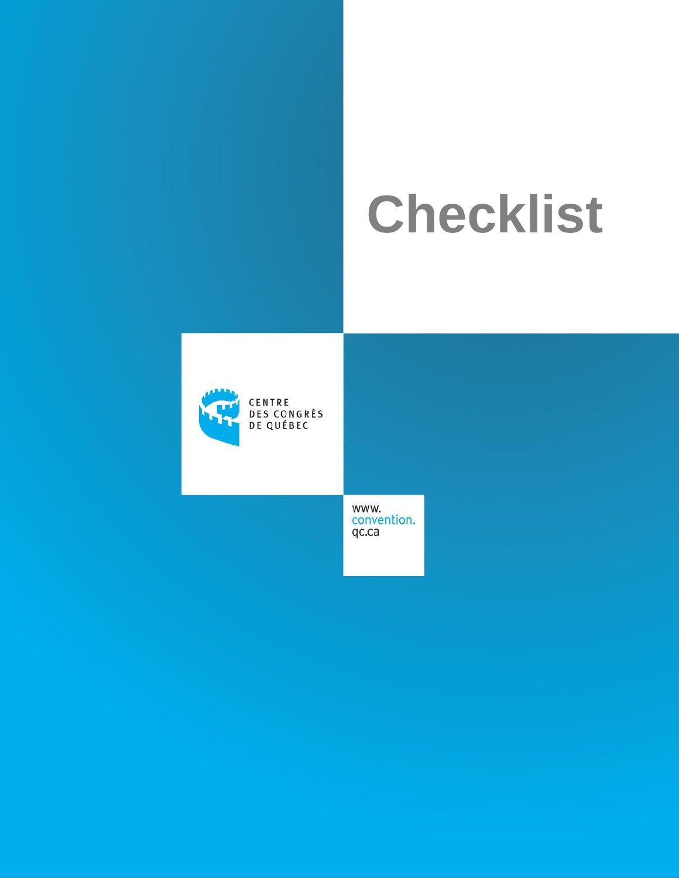# Checklist

CENTRE
DES CONGRÈS
DE QUÉBEC

www.
convention.
qc.ca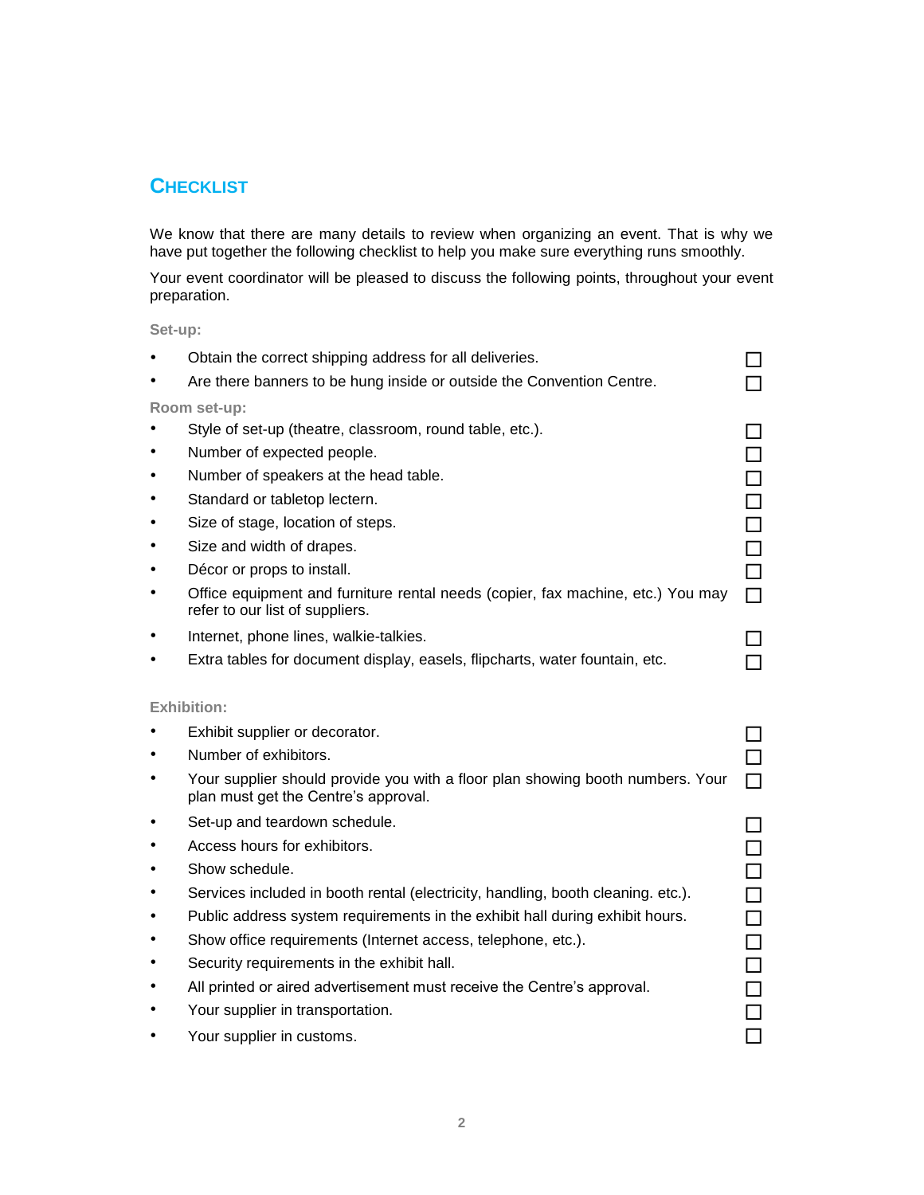## CHECKLIST

We know that there are many details to review when organizing an event. That is why we have put together the following checklist to help you make sure everything runs smoothly.

Your event coordinator will be pleased to discuss the following points, throughout your event preparation.

**Set-up:**

- ☐ Obtain the correct shipping address for all deliveries.
- ☐ Are there banners to be hung inside or outside the Convention Centre.

**Room set-up:**

- ☐ Style of set-up (theatre, classroom, round table, etc.).
- ☐ Number of expected people.
- ☐ Number of speakers at the head table.
- ☐ Standard or tabletop lectern.
- ☐ Size of stage, location of steps.
- ☐ Size and width of drapes.
- ☐ Décor or props to install.
- ☐ Office equipment and furniture rental needs (copier, fax machine, etc.) You may refer to our list of suppliers.
- ☐ Internet, phone lines, walkie-talkies.
- ☐ Extra tables for document display, easels, flipcharts, water fountain, etc.

**Exhibition:**

- ☐ Exhibit supplier or decorator.
- ☐ Number of exhibitors.
- ☐ Your supplier should provide you with a floor plan showing booth numbers. Your plan must get the Centre's approval.
- ☐ Set-up and teardown schedule.
- ☐ Access hours for exhibitors.
- ☐ Show schedule.
- ☐ Services included in booth rental (electricity, handling, booth cleaning. etc.).
- ☐ Public address system requirements in the exhibit hall during exhibit hours.
- ☐ Show office requirements (Internet access, telephone, etc.).
- ☐ Security requirements in the exhibit hall.
- ☐ All printed or aired advertisement must receive the Centre's approval.
- ☐ Your supplier in transportation.
- ☐ Your supplier in customs.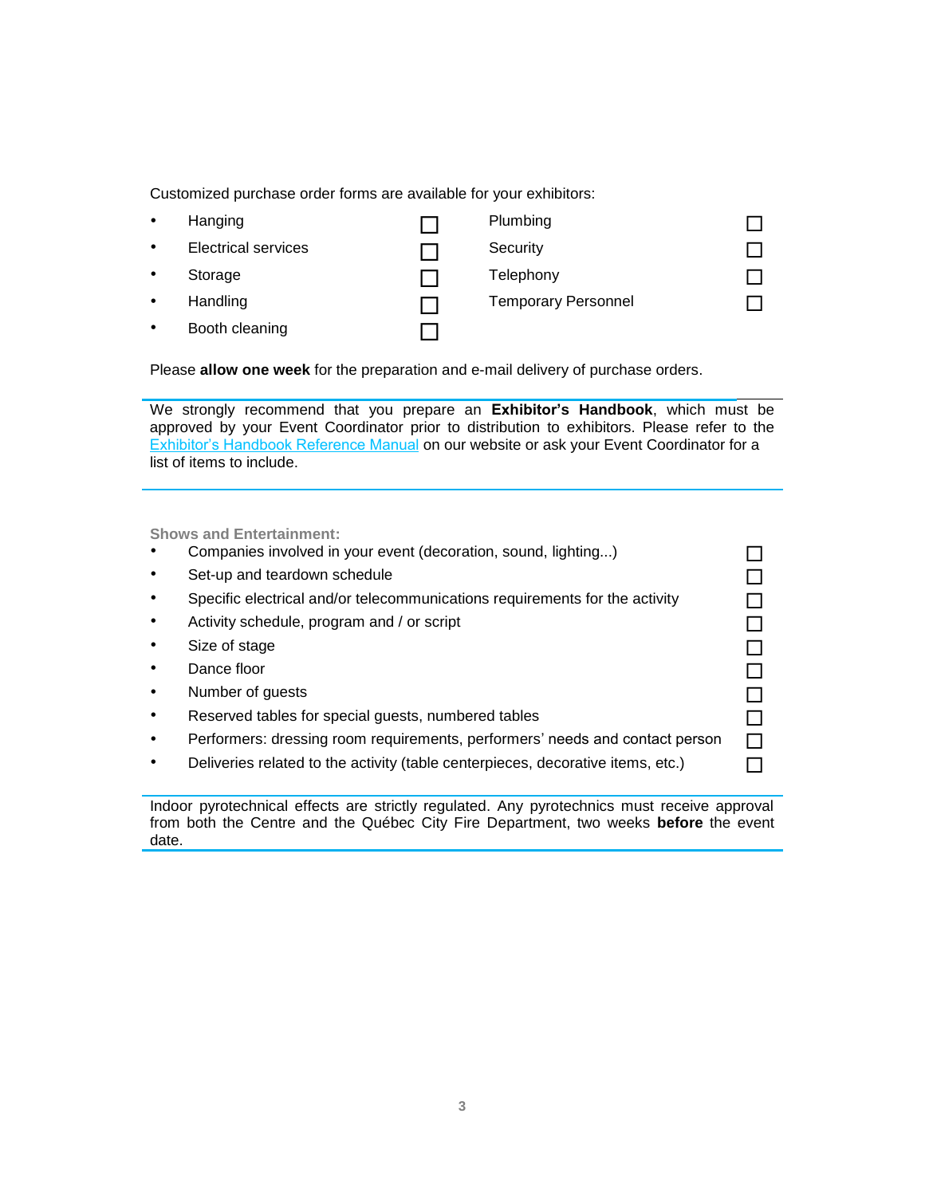Customized purchase order forms are available for your exhibitors:

- Hanging ☐
- Electrical services ☐
- Storage ☐
- Handling ☐
- Booth cleaning ☐
- Plumbing ☐
- Security ☐
- Telephony ☐
- Temporary Personnel ☐

Please **allow one week** for the preparation and e-mail delivery of purchase orders.

---

We strongly recommend that you prepare an **Exhibitor's Handbook**, which must be approved by your Event Coordinator prior to distribution to exhibitors. Please refer to the Exhibitor's Handbook Reference Manual on our website or ask your Event Coordinator for a list of items to include.

---

**Shows and Entertainment:**

- Companies involved in your event (decoration, sound, lighting...) ☐
- Set-up and teardown schedule ☐
- Specific electrical and/or telecommunications requirements for the activity ☐
- Activity schedule, program and / or script ☐
- Size of stage ☐
- Dance floor ☐
- Number of guests ☐
- Reserved tables for special guests, numbered tables ☐
- Performers: dressing room requirements, performers' needs and contact person ☐
- Deliveries related to the activity (table centerpieces, decorative items, etc.) ☐

---

Indoor pyrotechnical effects are strictly regulated. Any pyrotechnics must receive approval from both the Centre and the Québec City Fire Department, two weeks **before** the event date.

---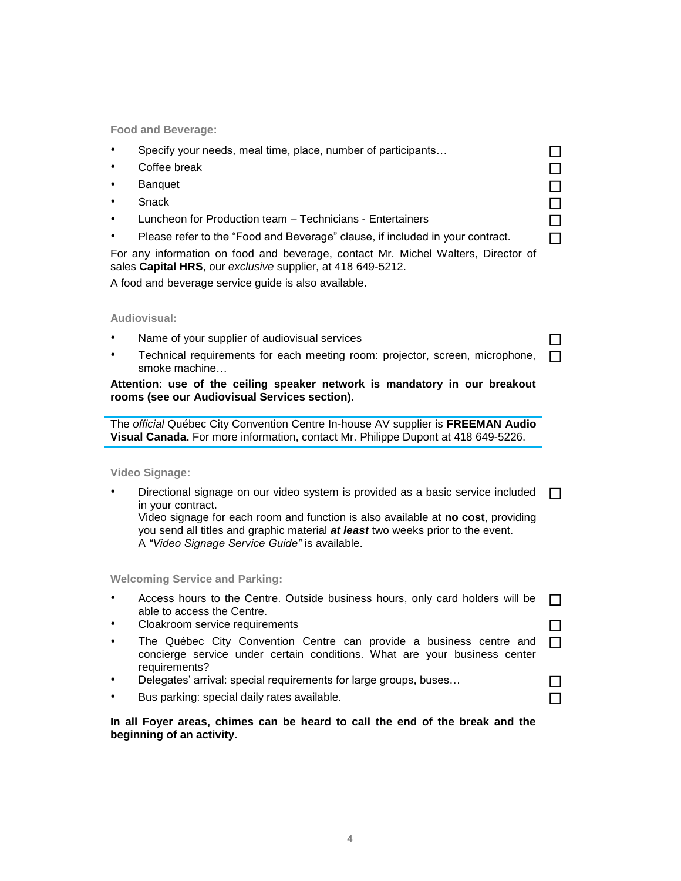**Food and Beverage:**

- Specify your needs, meal time, place, number of participants… ☐
- Coffee break ☐
- Banquet ☐
- Snack ☐
- Luncheon for Production team – Technicians - Entertainers ☐
- Please refer to the "Food and Beverage" clause, if included in your contract. ☐

For any information on food and beverage, contact Mr. Michel Walters, Director of sales **Capital HRS**, our *exclusive* supplier, at 418 649-5212.

A food and beverage service guide is also available.

**Audiovisual:**

- Name of your supplier of audiovisual services ☐
- Technical requirements for each meeting room: projector, screen, microphone, smoke machine… ☐

**Attention**: **use of the ceiling speaker network is mandatory in our breakout rooms (see our Audiovisual Services section).**

The *official* Québec City Convention Centre In-house AV supplier is **FREEMAN Audio Visual Canada.** For more information, contact Mr. Philippe Dupont at 418 649-5226.

**Video Signage:**

- Directional signage on our video system is provided as a basic service included in your contract. ☐
  Video signage for each room and function is also available at **no cost**, providing you send all titles and graphic material ***at least*** two weeks prior to the event.
  A *"Video Signage Service Guide"* is available.

**Welcoming Service and Parking:**

- Access hours to the Centre. Outside business hours, only card holders will be able to access the Centre. ☐
- Cloakroom service requirements ☐
- The Québec City Convention Centre can provide a business centre and concierge service under certain conditions. What are your business center requirements? ☐
- Delegates' arrival: special requirements for large groups, buses… ☐
- Bus parking: special daily rates available. ☐

**In all Foyer areas, chimes can be heard to call the end of the break and the beginning of an activity.**